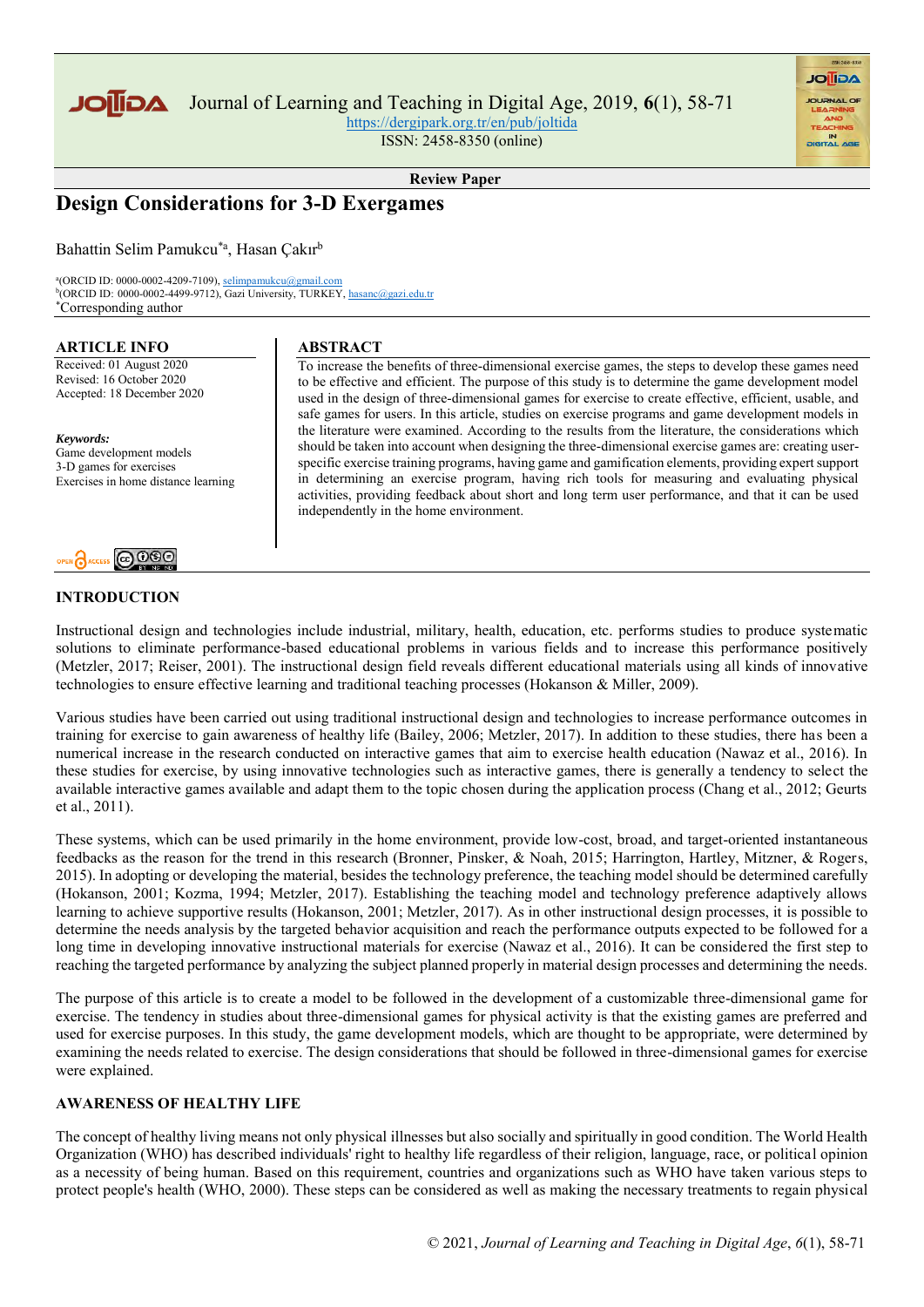Review Paper

# Design Considerations for 3-D Exergames

Bahattin Selim Pamukcu[*a], Hasan Çakır[b]

[a](ORCID ID: 0000-0002-4209-7109), selimpamukcu@gmail.com
[b](ORCID ID: 0000-0002-4499-9712), Gazi University, TURKEY, hasanc@gazi.edu.tr
[*]Corresponding author

## ARTICLE INFO

Received: 01 August 2020
Revised: 16 October 2020
Accepted: 18 December 2020

***Keywords:***
Game development models
3-D games for exercises
Exercises in home distance learning

## ABSTRACT

To increase the benefits of three-dimensional exercise games, the steps to develop these games need to be effective and efficient. The purpose of this study is to determine the game development model used in the design of three-dimensional games for exercise to create effective, efficient, usable, and safe games for users. In this article, studies on exercise programs and game development models in the literature were examined. According to the results from the literature, the considerations which should be taken into account when designing the three-dimensional exercise games are: creating user-specific exercise training programs, having game and gamification elements, providing expert support in determining an exercise program, having rich tools for measuring and evaluating physical activities, providing feedback about short and long term user performance, and that it can be used independently in the home environment.

## INTRODUCTION

Instructional design and technologies include industrial, military, health, education, etc. performs studies to produce systematic solutions to eliminate performance-based educational problems in various fields and to increase this performance positively (Metzler, 2017; Reiser, 2001). The instructional design field reveals different educational materials using all kinds of innovative technologies to ensure effective learning and traditional teaching processes (Hokanson & Miller, 2009).

Various studies have been carried out using traditional instructional design and technologies to increase performance outcomes in training for exercise to gain awareness of healthy life (Bailey, 2006; Metzler, 2017). In addition to these studies, there has been a numerical increase in the research conducted on interactive games that aim to exercise health education (Nawaz et al., 2016). In these studies for exercise, by using innovative technologies such as interactive games, there is generally a tendency to select the available interactive games available and adapt them to the topic chosen during the application process (Chang et al., 2012; Geurts et al., 2011).

These systems, which can be used primarily in the home environment, provide low-cost, broad, and target-oriented instantaneous feedbacks as the reason for the trend in this research (Bronner, Pinsker, & Noah, 2015; Harrington, Hartley, Mitzner, & Rogers, 2015). In adopting or developing the material, besides the technology preference, the teaching model should be determined carefully (Hokanson, 2001; Kozma, 1994; Metzler, 2017). Establishing the teaching model and technology preference adaptively allows learning to achieve supportive results (Hokanson, 2001; Metzler, 2017). As in other instructional design processes, it is possible to determine the needs analysis by the targeted behavior acquisition and reach the performance outputs expected to be followed for a long time in developing innovative instructional materials for exercise (Nawaz et al., 2016). It can be considered the first step to reaching the targeted performance by analyzing the subject planned properly in material design processes and determining the needs.

The purpose of this article is to create a model to be followed in the development of a customizable three-dimensional game for exercise. The tendency in studies about three-dimensional games for physical activity is that the existing games are preferred and used for exercise purposes. In this study, the game development models, which are thought to be appropriate, were determined by examining the needs related to exercise. The design considerations that should be followed in three-dimensional games for exercise were explained.

## AWARENESS OF HEALTHY LIFE

The concept of healthy living means not only physical illnesses but also socially and spiritually in good condition. The World Health Organization (WHO) has described individuals' right to healthy life regardless of their religion, language, race, or political opinion as a necessity of being human. Based on this requirement, countries and organizations such as WHO have taken various steps to protect people's health (WHO, 2000). These steps can be considered as well as making the necessary treatments to regain physical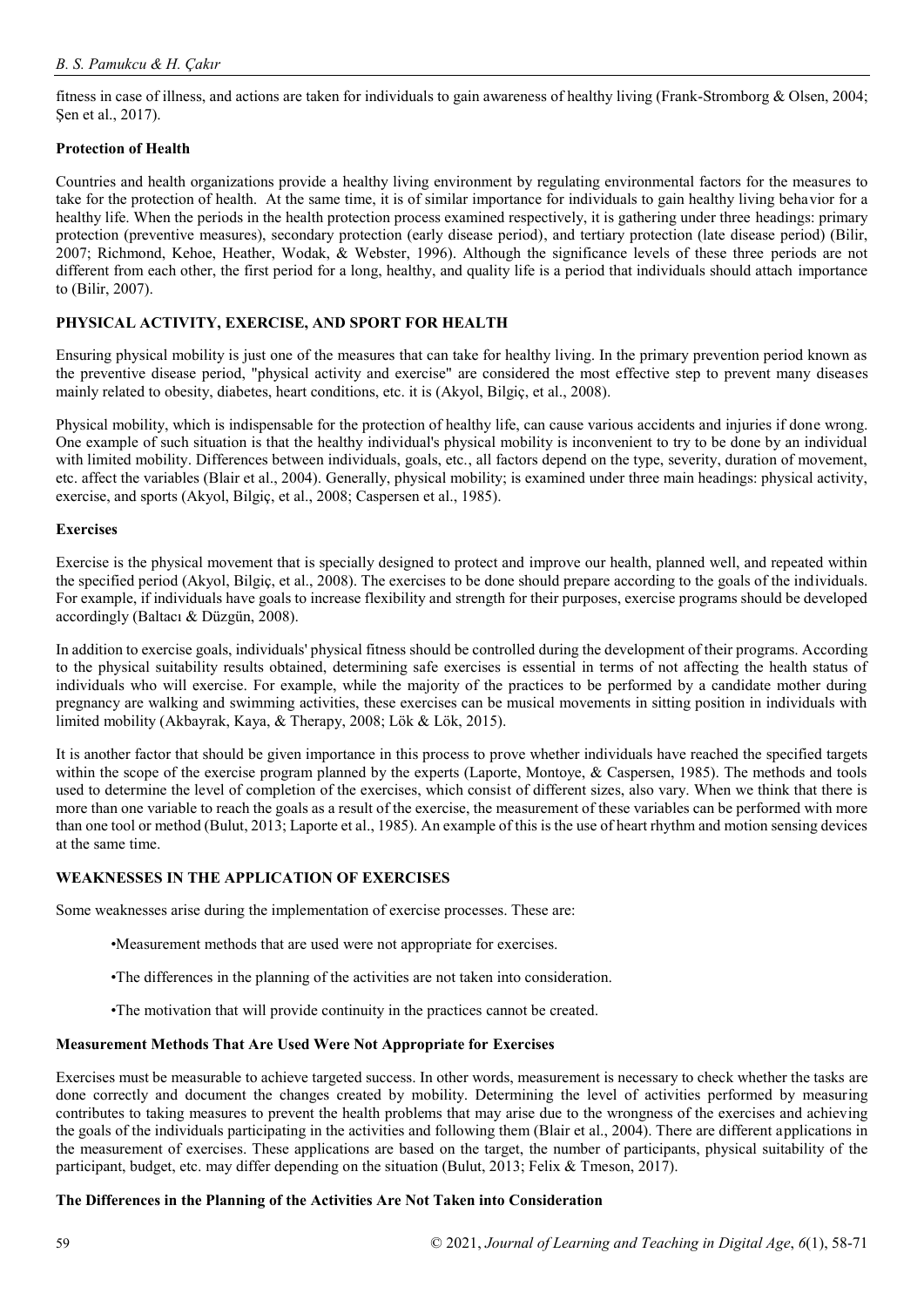fitness in case of illness, and actions are taken for individuals to gain awareness of healthy living (Frank-Stromborg & Olsen, 2004; Şen et al., 2017).

### Protection of Health

Countries and health organizations provide a healthy living environment by regulating environmental factors for the measures to take for the protection of health. At the same time, it is of similar importance for individuals to gain healthy living behavior for a healthy life. When the periods in the health protection process examined respectively, it is gathering under three headings: primary protection (preventive measures), secondary protection (early disease period), and tertiary protection (late disease period) (Bilir, 2007; Richmond, Kehoe, Heather, Wodak, & Webster, 1996). Although the significance levels of these three periods are not different from each other, the first period for a long, healthy, and quality life is a period that individuals should attach importance to (Bilir, 2007).

## PHYSICAL ACTIVITY, EXERCISE, AND SPORT FOR HEALTH

Ensuring physical mobility is just one of the measures that can take for healthy living. In the primary prevention period known as the preventive disease period, "physical activity and exercise" are considered the most effective step to prevent many diseases mainly related to obesity, diabetes, heart conditions, etc. it is (Akyol, Bilgiç, et al., 2008).

Physical mobility, which is indispensable for the protection of healthy life, can cause various accidents and injuries if done wrong. One example of such situation is that the healthy individual's physical mobility is inconvenient to try to be done by an individual with limited mobility. Differences between individuals, goals, etc., all factors depend on the type, severity, duration of movement, etc. affect the variables (Blair et al., 2004). Generally, physical mobility; is examined under three main headings: physical activity, exercise, and sports (Akyol, Bilgiç, et al., 2008; Caspersen et al., 1985).

### Exercises

Exercise is the physical movement that is specially designed to protect and improve our health, planned well, and repeated within the specified period (Akyol, Bilgiç, et al., 2008). The exercises to be done should prepare according to the goals of the individuals. For example, if individuals have goals to increase flexibility and strength for their purposes, exercise programs should be developed accordingly (Baltacı & Düzgün, 2008).

In addition to exercise goals, individuals' physical fitness should be controlled during the development of their programs. According to the physical suitability results obtained, determining safe exercises is essential in terms of not affecting the health status of individuals who will exercise. For example, while the majority of the practices to be performed by a candidate mother during pregnancy are walking and swimming activities, these exercises can be musical movements in sitting position in individuals with limited mobility (Akbayrak, Kaya, & Therapy, 2008; Lök & Lök, 2015).

It is another factor that should be given importance in this process to prove whether individuals have reached the specified targets within the scope of the exercise program planned by the experts (Laporte, Montoye, & Caspersen, 1985). The methods and tools used to determine the level of completion of the exercises, which consist of different sizes, also vary. When we think that there is more than one variable to reach the goals as a result of the exercise, the measurement of these variables can be performed with more than one tool or method (Bulut, 2013; Laporte et al., 1985). An example of this is the use of heart rhythm and motion sensing devices at the same time.

## WEAKNESSES IN THE APPLICATION OF EXERCISES

Some weaknesses arise during the implementation of exercise processes. These are:

- Measurement methods that are used were not appropriate for exercises.
- The differences in the planning of the activities are not taken into consideration.
- The motivation that will provide continuity in the practices cannot be created.

### Measurement Methods That Are Used Were Not Appropriate for Exercises

Exercises must be measurable to achieve targeted success. In other words, measurement is necessary to check whether the tasks are done correctly and document the changes created by mobility. Determining the level of activities performed by measuring contributes to taking measures to prevent the health problems that may arise due to the wrongness of the exercises and achieving the goals of the individuals participating in the activities and following them (Blair et al., 2004). There are different applications in the measurement of exercises. These applications are based on the target, the number of participants, physical suitability of the participant, budget, etc. may differ depending on the situation (Bulut, 2013; Felix & Tmeson, 2017).

### The Differences in the Planning of the Activities Are Not Taken into Consideration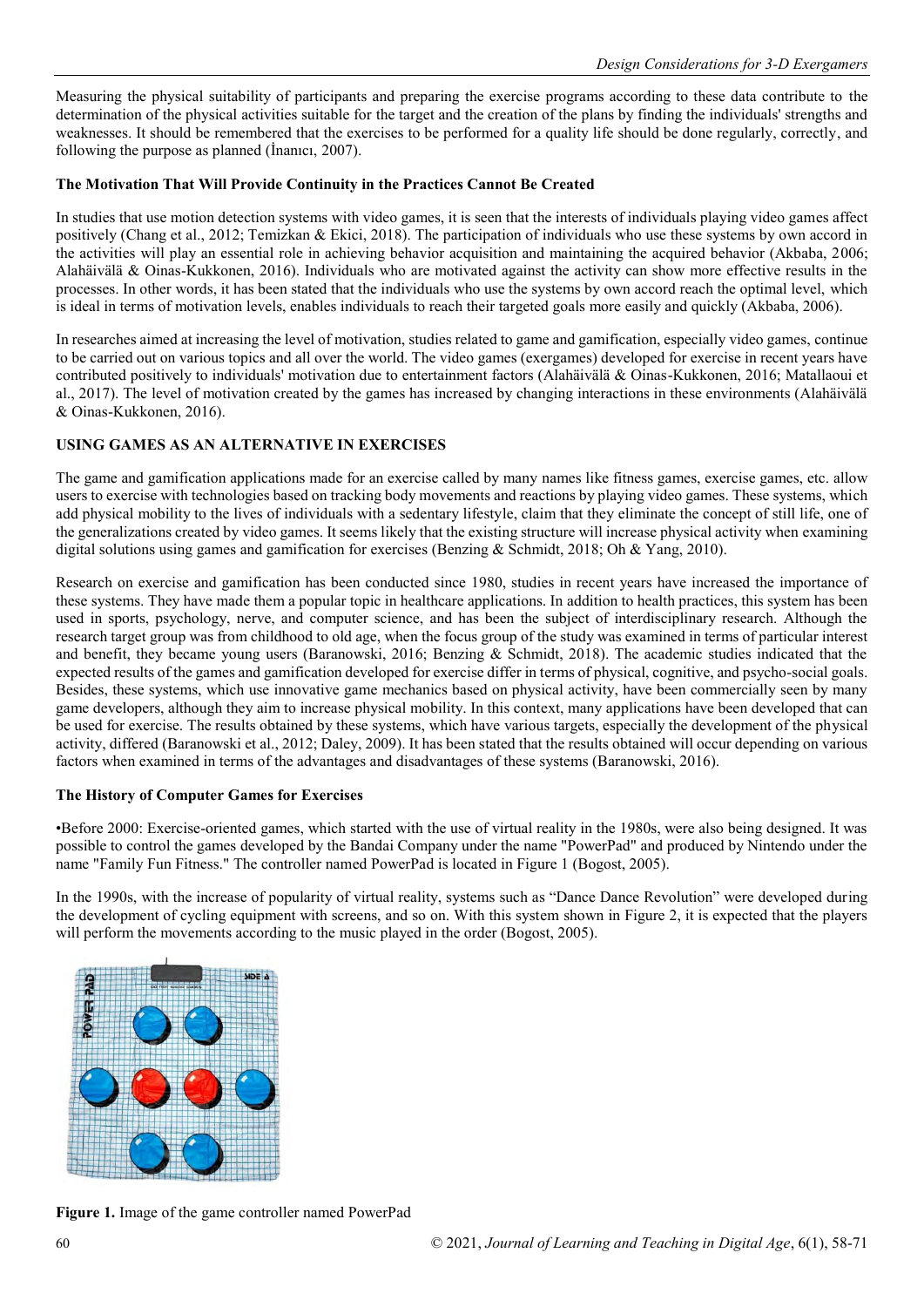Measuring the physical suitability of participants and preparing the exercise programs according to these data contribute to the determination of the physical activities suitable for the target and the creation of the plans by finding the individuals' strengths and weaknesses. It should be remembered that the exercises to be performed for a quality life should be done regularly, correctly, and following the purpose as planned (İnanıcı, 2007).

### The Motivation That Will Provide Continuity in the Practices Cannot Be Created

In studies that use motion detection systems with video games, it is seen that the interests of individuals playing video games affect positively (Chang et al., 2012; Temizkan & Ekici, 2018). The participation of individuals who use these systems by own accord in the activities will play an essential role in achieving behavior acquisition and maintaining the acquired behavior (Akbaba, 2006; Alahäivälä & Oinas-Kukkonen, 2016). Individuals who are motivated against the activity can show more effective results in the processes. In other words, it has been stated that the individuals who use the systems by own accord reach the optimal level, which is ideal in terms of motivation levels, enables individuals to reach their targeted goals more easily and quickly (Akbaba, 2006).

In researches aimed at increasing the level of motivation, studies related to game and gamification, especially video games, continue to be carried out on various topics and all over the world. The video games (exergames) developed for exercise in recent years have contributed positively to individuals' motivation due to entertainment factors (Alahäivälä & Oinas-Kukkonen, 2016; Matallaoui et al., 2017). The level of motivation created by the games has increased by changing interactions in these environments (Alahäivälä & Oinas-Kukkonen, 2016).

## USING GAMES AS AN ALTERNATIVE IN EXERCISES

The game and gamification applications made for an exercise called by many names like fitness games, exercise games, etc. allow users to exercise with technologies based on tracking body movements and reactions by playing video games. These systems, which add physical mobility to the lives of individuals with a sedentary lifestyle, claim that they eliminate the concept of still life, one of the generalizations created by video games. It seems likely that the existing structure will increase physical activity when examining digital solutions using games and gamification for exercises (Benzing & Schmidt, 2018; Oh & Yang, 2010).

Research on exercise and gamification has been conducted since 1980, studies in recent years have increased the importance of these systems. They have made them a popular topic in healthcare applications. In addition to health practices, this system has been used in sports, psychology, nerve, and computer science, and has been the subject of interdisciplinary research. Although the research target group was from childhood to old age, when the focus group of the study was examined in terms of particular interest and benefit, they became young users (Baranowski, 2016; Benzing & Schmidt, 2018). The academic studies indicated that the expected results of the games and gamification developed for exercise differ in terms of physical, cognitive, and psycho-social goals. Besides, these systems, which use innovative game mechanics based on physical activity, have been commercially seen by many game developers, although they aim to increase physical mobility. In this context, many applications have been developed that can be used for exercise. The results obtained by these systems, which have various targets, especially the development of the physical activity, differed (Baranowski et al., 2012; Daley, 2009). It has been stated that the results obtained will occur depending on various factors when examined in terms of the advantages and disadvantages of these systems (Baranowski, 2016).

### The History of Computer Games for Exercises

•Before 2000: Exercise-oriented games, which started with the use of virtual reality in the 1980s, were also being designed. It was possible to control the games developed by the Bandai Company under the name "PowerPad" and produced by Nintendo under the name "Family Fun Fitness." The controller named PowerPad is located in Figure 1 (Bogost, 2005).

In the 1990s, with the increase of popularity of virtual reality, systems such as "Dance Dance Revolution" were developed during the development of cycling equipment with screens, and so on. With this system shown in Figure 2, it is expected that the players will perform the movements according to the music played in the order (Bogost, 2005).

**Figure 1.** Image of the game controller named PowerPad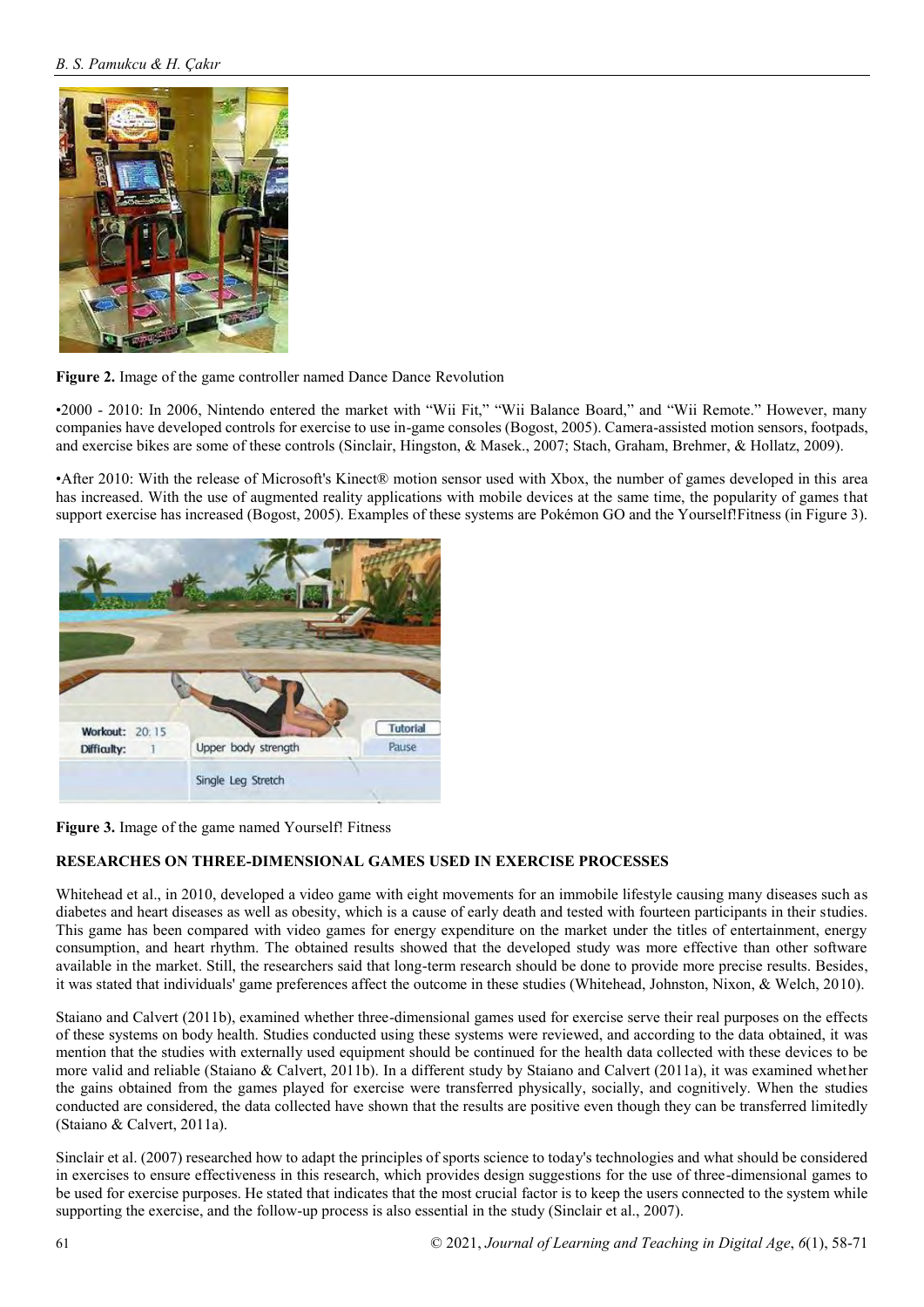**Figure 2.** Image of the game controller named Dance Dance Revolution

•2000 - 2010: In 2006, Nintendo entered the market with "Wii Fit," "Wii Balance Board," and "Wii Remote." However, many companies have developed controls for exercise to use in-game consoles (Bogost, 2005). Camera-assisted motion sensors, footpads, and exercise bikes are some of these controls (Sinclair, Hingston, & Masek., 2007; Stach, Graham, Brehmer, & Hollatz, 2009).

•After 2010: With the release of Microsoft's Kinect® motion sensor used with Xbox, the number of games developed in this area has increased. With the use of augmented reality applications with mobile devices at the same time, the popularity of games that support exercise has increased (Bogost, 2005). Examples of these systems are Pokémon GO and the Yourself!Fitness (in Figure 3).

**Figure 3.** Image of the game named Yourself! Fitness

## RESEARCHES ON THREE-DIMENSIONAL GAMES USED IN EXERCISE PROCESSES

Whitehead et al., in 2010, developed a video game with eight movements for an immobile lifestyle causing many diseases such as diabetes and heart diseases as well as obesity, which is a cause of early death and tested with fourteen participants in their studies. This game has been compared with video games for energy expenditure on the market under the titles of entertainment, energy consumption, and heart rhythm. The obtained results showed that the developed study was more effective than other software available in the market. Still, the researchers said that long-term research should be done to provide more precise results. Besides, it was stated that individuals' game preferences affect the outcome in these studies (Whitehead, Johnston, Nixon, & Welch, 2010).

Staiano and Calvert (2011b), examined whether three-dimensional games used for exercise serve their real purposes on the effects of these systems on body health. Studies conducted using these systems were reviewed, and according to the data obtained, it was mention that the studies with externally used equipment should be continued for the health data collected with these devices to be more valid and reliable (Staiano & Calvert, 2011b). In a different study by Staiano and Calvert (2011a), it was examined whether the gains obtained from the games played for exercise were transferred physically, socially, and cognitively. When the studies conducted are considered, the data collected have shown that the results are positive even though they can be transferred limitedly (Staiano & Calvert, 2011a).

Sinclair et al. (2007) researched how to adapt the principles of sports science to today's technologies and what should be considered in exercises to ensure effectiveness in this research, which provides design suggestions for the use of three-dimensional games to be used for exercise purposes. He stated that indicates that the most crucial factor is to keep the users connected to the system while supporting the exercise, and the follow-up process is also essential in the study (Sinclair et al., 2007).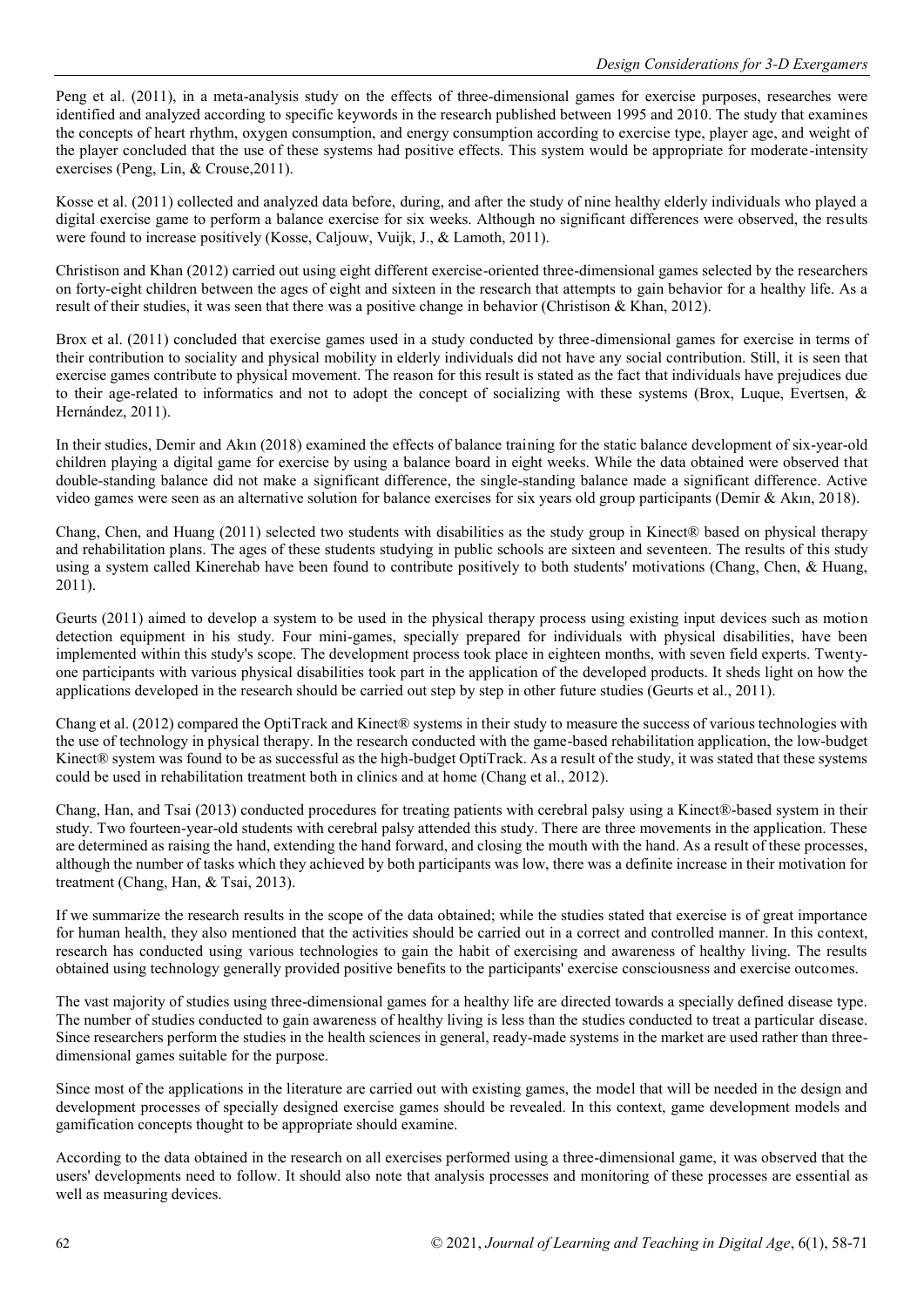Peng et al. (2011), in a meta-analysis study on the effects of three-dimensional games for exercise purposes, researches were identified and analyzed according to specific keywords in the research published between 1995 and 2010. The study that examines the concepts of heart rhythm, oxygen consumption, and energy consumption according to exercise type, player age, and weight of the player concluded that the use of these systems had positive effects. This system would be appropriate for moderate-intensity exercises (Peng, Lin, & Crouse,2011).

Kosse et al. (2011) collected and analyzed data before, during, and after the study of nine healthy elderly individuals who played a digital exercise game to perform a balance exercise for six weeks. Although no significant differences were observed, the results were found to increase positively (Kosse, Caljouw, Vuijk, J., & Lamoth, 2011).

Christison and Khan (2012) carried out using eight different exercise-oriented three-dimensional games selected by the researchers on forty-eight children between the ages of eight and sixteen in the research that attempts to gain behavior for a healthy life. As a result of their studies, it was seen that there was a positive change in behavior (Christison & Khan, 2012).

Brox et al. (2011) concluded that exercise games used in a study conducted by three-dimensional games for exercise in terms of their contribution to sociality and physical mobility in elderly individuals did not have any social contribution. Still, it is seen that exercise games contribute to physical movement. The reason for this result is stated as the fact that individuals have prejudices due to their age-related to informatics and not to adopt the concept of socializing with these systems (Brox, Luque, Evertsen, & Hernández, 2011).

In their studies, Demir and Akın (2018) examined the effects of balance training for the static balance development of six-year-old children playing a digital game for exercise by using a balance board in eight weeks. While the data obtained were observed that double-standing balance did not make a significant difference, the single-standing balance made a significant difference. Active video games were seen as an alternative solution for balance exercises for six years old group participants (Demir & Akın, 2018).

Chang, Chen, and Huang (2011) selected two students with disabilities as the study group in Kinect® based on physical therapy and rehabilitation plans. The ages of these students studying in public schools are sixteen and seventeen. The results of this study using a system called Kinerehab have been found to contribute positively to both students' motivations (Chang, Chen, & Huang, 2011).

Geurts (2011) aimed to develop a system to be used in the physical therapy process using existing input devices such as motion detection equipment in his study. Four mini-games, specially prepared for individuals with physical disabilities, have been implemented within this study's scope. The development process took place in eighteen months, with seven field experts. Twenty-one participants with various physical disabilities took part in the application of the developed products. It sheds light on how the applications developed in the research should be carried out step by step in other future studies (Geurts et al., 2011).

Chang et al. (2012) compared the OptiTrack and Kinect® systems in their study to measure the success of various technologies with the use of technology in physical therapy. In the research conducted with the game-based rehabilitation application, the low-budget Kinect® system was found to be as successful as the high-budget OptiTrack. As a result of the study, it was stated that these systems could be used in rehabilitation treatment both in clinics and at home (Chang et al., 2012).

Chang, Han, and Tsai (2013) conducted procedures for treating patients with cerebral palsy using a Kinect®-based system in their study. Two fourteen-year-old students with cerebral palsy attended this study. There are three movements in the application. These are determined as raising the hand, extending the hand forward, and closing the mouth with the hand. As a result of these processes, although the number of tasks which they achieved by both participants was low, there was a definite increase in their motivation for treatment (Chang, Han, & Tsai, 2013).

If we summarize the research results in the scope of the data obtained; while the studies stated that exercise is of great importance for human health, they also mentioned that the activities should be carried out in a correct and controlled manner. In this context, research has conducted using various technologies to gain the habit of exercising and awareness of healthy living. The results obtained using technology generally provided positive benefits to the participants' exercise consciousness and exercise outcomes.

The vast majority of studies using three-dimensional games for a healthy life are directed towards a specially defined disease type. The number of studies conducted to gain awareness of healthy living is less than the studies conducted to treat a particular disease. Since researchers perform the studies in the health sciences in general, ready-made systems in the market are used rather than three-dimensional games suitable for the purpose.

Since most of the applications in the literature are carried out with existing games, the model that will be needed in the design and development processes of specially designed exercise games should be revealed. In this context, game development models and gamification concepts thought to be appropriate should examine.

According to the data obtained in the research on all exercises performed using a three-dimensional game, it was observed that the users' developments need to follow. It should also note that analysis processes and monitoring of these processes are essential as well as measuring devices.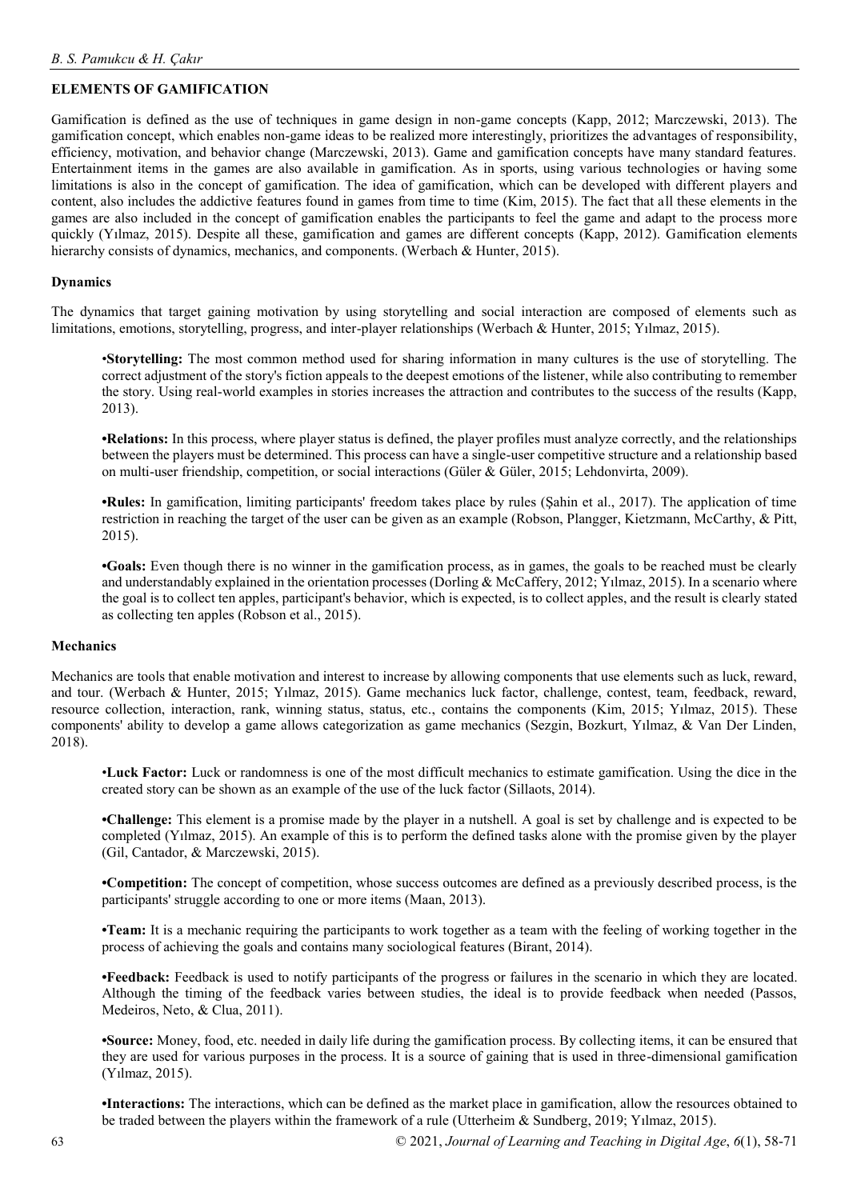## ELEMENTS OF GAMIFICATION

Gamification is defined as the use of techniques in game design in non-game concepts (Kapp, 2012; Marczewski, 2013). The gamification concept, which enables non-game ideas to be realized more interestingly, prioritizes the advantages of responsibility, efficiency, motivation, and behavior change (Marczewski, 2013). Game and gamification concepts have many standard features. Entertainment items in the games are also available in gamification. As in sports, using various technologies or having some limitations is also in the concept of gamification. The idea of gamification, which can be developed with different players and content, also includes the addictive features found in games from time to time (Kim, 2015). The fact that all these elements in the games are also included in the concept of gamification enables the participants to feel the game and adapt to the process more quickly (Yılmaz, 2015). Despite all these, gamification and games are different concepts (Kapp, 2012). Gamification elements hierarchy consists of dynamics, mechanics, and components. (Werbach & Hunter, 2015).

### Dynamics

The dynamics that target gaining motivation by using storytelling and social interaction are composed of elements such as limitations, emotions, storytelling, progress, and inter-player relationships (Werbach & Hunter, 2015; Yılmaz, 2015).

•**Storytelling:** The most common method used for sharing information in many cultures is the use of storytelling. The correct adjustment of the story's fiction appeals to the deepest emotions of the listener, while also contributing to remember the story. Using real-world examples in stories increases the attraction and contributes to the success of the results (Kapp, 2013).

•**Relations:** In this process, where player status is defined, the player profiles must analyze correctly, and the relationships between the players must be determined. This process can have a single-user competitive structure and a relationship based on multi-user friendship, competition, or social interactions (Güler & Güler, 2015; Lehdonvirta, 2009).

•**Rules:** In gamification, limiting participants' freedom takes place by rules (Şahin et al., 2017). The application of time restriction in reaching the target of the user can be given as an example (Robson, Plangger, Kietzmann, McCarthy, & Pitt, 2015).

•**Goals:** Even though there is no winner in the gamification process, as in games, the goals to be reached must be clearly and understandably explained in the orientation processes (Dorling & McCaffery, 2012; Yılmaz, 2015). In a scenario where the goal is to collect ten apples, participant's behavior, which is expected, is to collect apples, and the result is clearly stated as collecting ten apples (Robson et al., 2015).

### Mechanics

Mechanics are tools that enable motivation and interest to increase by allowing components that use elements such as luck, reward, and tour. (Werbach & Hunter, 2015; Yılmaz, 2015). Game mechanics luck factor, challenge, contest, team, feedback, reward, resource collection, interaction, rank, winning status, status, etc., contains the components (Kim, 2015; Yılmaz, 2015). These components' ability to develop a game allows categorization as game mechanics (Sezgin, Bozkurt, Yılmaz, & Van Der Linden, 2018).

•**Luck Factor:** Luck or randomness is one of the most difficult mechanics to estimate gamification. Using the dice in the created story can be shown as an example of the use of the luck factor (Sillaots, 2014).

•**Challenge:** This element is a promise made by the player in a nutshell. A goal is set by challenge and is expected to be completed (Yılmaz, 2015). An example of this is to perform the defined tasks alone with the promise given by the player (Gil, Cantador, & Marczewski, 2015).

•**Competition:** The concept of competition, whose success outcomes are defined as a previously described process, is the participants' struggle according to one or more items (Maan, 2013).

•**Team:** It is a mechanic requiring the participants to work together as a team with the feeling of working together in the process of achieving the goals and contains many sociological features (Birant, 2014).

•**Feedback:** Feedback is used to notify participants of the progress or failures in the scenario in which they are located. Although the timing of the feedback varies between studies, the ideal is to provide feedback when needed (Passos, Medeiros, Neto, & Clua, 2011).

•**Source:** Money, food, etc. needed in daily life during the gamification process. By collecting items, it can be ensured that they are used for various purposes in the process. It is a source of gaining that is used in three-dimensional gamification (Yılmaz, 2015).

•**Interactions:** The interactions, which can be defined as the market place in gamification, allow the resources obtained to be traded between the players within the framework of a rule (Utterheim & Sundberg, 2019; Yılmaz, 2015).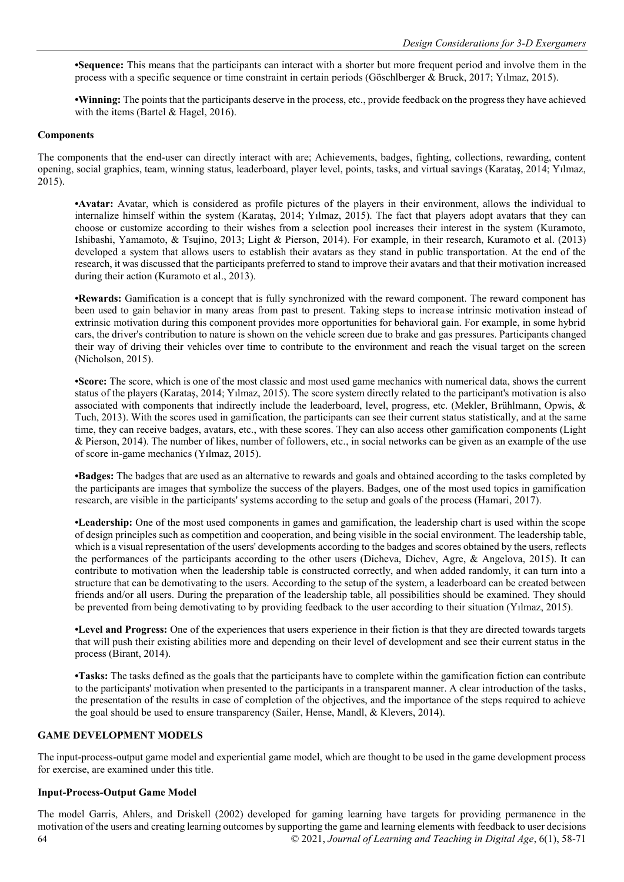**•Sequence:** This means that the participants can interact with a shorter but more frequent period and involve them in the process with a specific sequence or time constraint in certain periods (Göschlberger & Bruck, 2017; Yılmaz, 2015).

**•Winning:** The points that the participants deserve in the process, etc., provide feedback on the progress they have achieved with the items (Bartel & Hagel, 2016).

### Components

The components that the end-user can directly interact with are; Achievements, badges, fighting, collections, rewarding, content opening, social graphics, team, winning status, leaderboard, player level, points, tasks, and virtual savings (Karataş, 2014; Yılmaz, 2015).

**•Avatar:** Avatar, which is considered as profile pictures of the players in their environment, allows the individual to internalize himself within the system (Karataş, 2014; Yılmaz, 2015). The fact that players adopt avatars that they can choose or customize according to their wishes from a selection pool increases their interest in the system (Kuramoto, Ishibashi, Yamamoto, & Tsujino, 2013; Light & Pierson, 2014). For example, in their research, Kuramoto et al. (2013) developed a system that allows users to establish their avatars as they stand in public transportation. At the end of the research, it was discussed that the participants preferred to stand to improve their avatars and that their motivation increased during their action (Kuramoto et al., 2013).

**•Rewards:** Gamification is a concept that is fully synchronized with the reward component. The reward component has been used to gain behavior in many areas from past to present. Taking steps to increase intrinsic motivation instead of extrinsic motivation during this component provides more opportunities for behavioral gain. For example, in some hybrid cars, the driver's contribution to nature is shown on the vehicle screen due to brake and gas pressures. Participants changed their way of driving their vehicles over time to contribute to the environment and reach the visual target on the screen (Nicholson, 2015).

**•Score:** The score, which is one of the most classic and most used game mechanics with numerical data, shows the current status of the players (Karataş, 2014; Yılmaz, 2015). The score system directly related to the participant's motivation is also associated with components that indirectly include the leaderboard, level, progress, etc. (Mekler, Brühlmann, Opwis, & Tuch, 2013). With the scores used in gamification, the participants can see their current status statistically, and at the same time, they can receive badges, avatars, etc., with these scores. They can also access other gamification components (Light & Pierson, 2014). The number of likes, number of followers, etc., in social networks can be given as an example of the use of score in-game mechanics (Yılmaz, 2015).

**•Badges:** The badges that are used as an alternative to rewards and goals and obtained according to the tasks completed by the participants are images that symbolize the success of the players. Badges, one of the most used topics in gamification research, are visible in the participants' systems according to the setup and goals of the process (Hamari, 2017).

**•Leadership:** One of the most used components in games and gamification, the leadership chart is used within the scope of design principles such as competition and cooperation, and being visible in the social environment. The leadership table, which is a visual representation of the users' developments according to the badges and scores obtained by the users, reflects the performances of the participants according to the other users (Dicheva, Dichev, Agre, & Angelova, 2015). It can contribute to motivation when the leadership table is constructed correctly, and when added randomly, it can turn into a structure that can be demotivating to the users. According to the setup of the system, a leaderboard can be created between friends and/or all users. During the preparation of the leadership table, all possibilities should be examined. They should be prevented from being demotivating to by providing feedback to the user according to their situation (Yılmaz, 2015).

**•Level and Progress:** One of the experiences that users experience in their fiction is that they are directed towards targets that will push their existing abilities more and depending on their level of development and see their current status in the process (Birant, 2014).

**•Tasks:** The tasks defined as the goals that the participants have to complete within the gamification fiction can contribute to the participants' motivation when presented to the participants in a transparent manner. A clear introduction of the tasks, the presentation of the results in case of completion of the objectives, and the importance of the steps required to achieve the goal should be used to ensure transparency (Sailer, Hense, Mandl, & Klevers, 2014).

## GAME DEVELOPMENT MODELS

The input-process-output game model and experiential game model, which are thought to be used in the game development process for exercise, are examined under this title.

### Input-Process-Output Game Model

The model Garris, Ahlers, and Driskell (2002) developed for gaming learning have targets for providing permanence in the motivation of the users and creating learning outcomes by supporting the game and learning elements with feedback to user decisions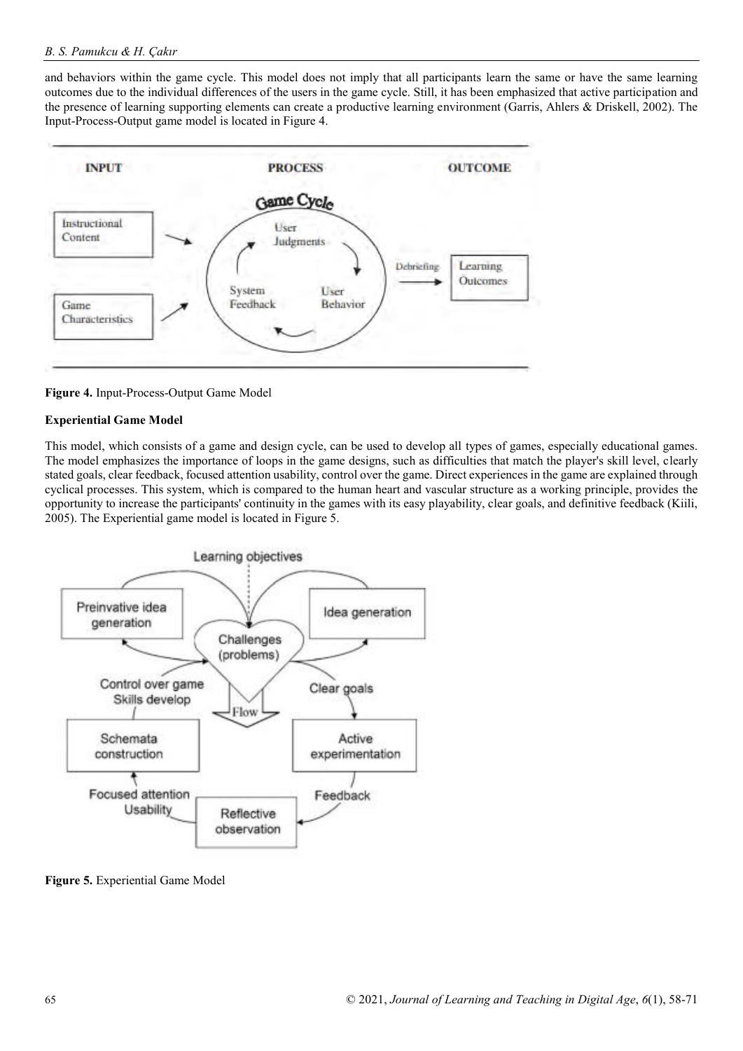and behaviors within the game cycle. This model does not imply that all participants learn the same or have the same learning outcomes due to the individual differences of the users in the game cycle. Still, it has been emphasized that active participation and the presence of learning supporting elements can create a productive learning environment (Garris, Ahlers & Driskell, 2002). The Input-Process-Output game model is located in Figure 4.

**Figure 4.** Input-Process-Output Game Model

**Experiential Game Model**

This model, which consists of a game and design cycle, can be used to develop all types of games, especially educational games. The model emphasizes the importance of loops in the game designs, such as difficulties that match the player's skill level, clearly stated goals, clear feedback, focused attention usability, control over the game. Direct experiences in the game are explained through cyclical processes. This system, which is compared to the human heart and vascular structure as a working principle, provides the opportunity to increase the participants' continuity in the games with its easy playability, clear goals, and definitive feedback (Kiili, 2005). The Experiential game model is located in Figure 5.

**Figure 5.** Experiential Game Model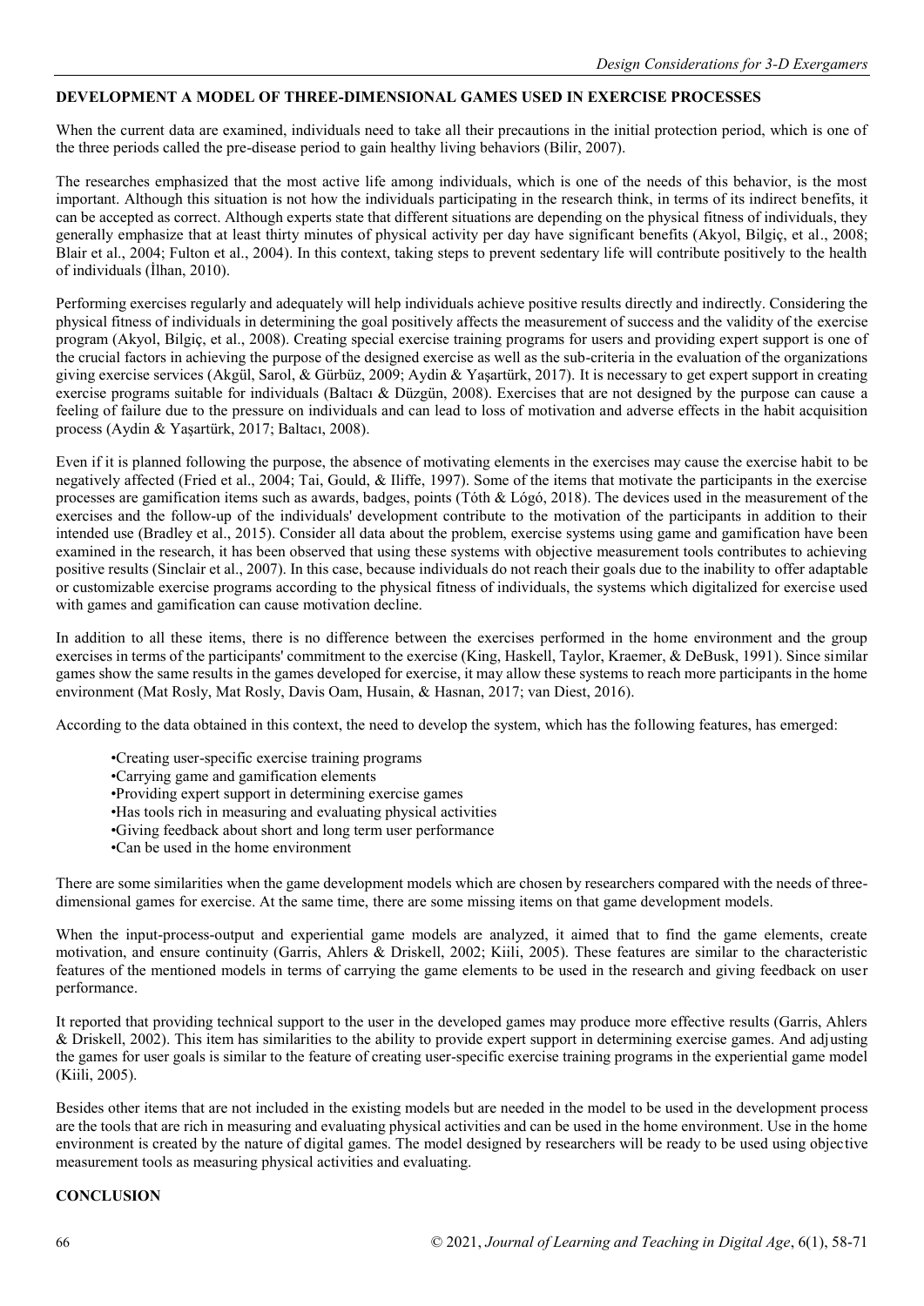## DEVELOPMENT A MODEL OF THREE-DIMENSIONAL GAMES USED IN EXERCISE PROCESSES

When the current data are examined, individuals need to take all their precautions in the initial protection period, which is one of the three periods called the pre-disease period to gain healthy living behaviors (Bilir, 2007).

The researches emphasized that the most active life among individuals, which is one of the needs of this behavior, is the most important. Although this situation is not how the individuals participating in the research think, in terms of its indirect benefits, it can be accepted as correct. Although experts state that different situations are depending on the physical fitness of individuals, they generally emphasize that at least thirty minutes of physical activity per day have significant benefits (Akyol, Bilgiç, et al., 2008; Blair et al., 2004; Fulton et al., 2004). In this context, taking steps to prevent sedentary life will contribute positively to the health of individuals (İlhan, 2010).

Performing exercises regularly and adequately will help individuals achieve positive results directly and indirectly. Considering the physical fitness of individuals in determining the goal positively affects the measurement of success and the validity of the exercise program (Akyol, Bilgiç, et al., 2008). Creating special exercise training programs for users and providing expert support is one of the crucial factors in achieving the purpose of the designed exercise as well as the sub-criteria in the evaluation of the organizations giving exercise services (Akgül, Sarol, & Gürbüz, 2009; Aydin & Yaşartürk, 2017). It is necessary to get expert support in creating exercise programs suitable for individuals (Baltacı & Düzgün, 2008). Exercises that are not designed by the purpose can cause a feeling of failure due to the pressure on individuals and can lead to loss of motivation and adverse effects in the habit acquisition process (Aydin & Yaşartürk, 2017; Baltacı, 2008).

Even if it is planned following the purpose, the absence of motivating elements in the exercises may cause the exercise habit to be negatively affected (Fried et al., 2004; Tai, Gould, & Iliffe, 1997). Some of the items that motivate the participants in the exercise processes are gamification items such as awards, badges, points (Tóth & Lógó, 2018). The devices used in the measurement of the exercises and the follow-up of the individuals' development contribute to the motivation of the participants in addition to their intended use (Bradley et al., 2015). Consider all data about the problem, exercise systems using game and gamification have been examined in the research, it has been observed that using these systems with objective measurement tools contributes to achieving positive results (Sinclair et al., 2007). In this case, because individuals do not reach their goals due to the inability to offer adaptable or customizable exercise programs according to the physical fitness of individuals, the systems which digitalized for exercise used with games and gamification can cause motivation decline.

In addition to all these items, there is no difference between the exercises performed in the home environment and the group exercises in terms of the participants' commitment to the exercise (King, Haskell, Taylor, Kraemer, & DeBusk, 1991). Since similar games show the same results in the games developed for exercise, it may allow these systems to reach more participants in the home environment (Mat Rosly, Mat Rosly, Davis Oam, Husain, & Hasnan, 2017; van Diest, 2016).

According to the data obtained in this context, the need to develop the system, which has the following features, has emerged:

- Creating user-specific exercise training programs
- Carrying game and gamification elements
- Providing expert support in determining exercise games
- Has tools rich in measuring and evaluating physical activities
- Giving feedback about short and long term user performance
- Can be used in the home environment

There are some similarities when the game development models which are chosen by researchers compared with the needs of three-dimensional games for exercise. At the same time, there are some missing items on that game development models.

When the input-process-output and experiential game models are analyzed, it aimed that to find the game elements, create motivation, and ensure continuity (Garris, Ahlers & Driskell, 2002; Kiili, 2005). These features are similar to the characteristic features of the mentioned models in terms of carrying the game elements to be used in the research and giving feedback on user performance.

It reported that providing technical support to the user in the developed games may produce more effective results (Garris, Ahlers & Driskell, 2002). This item has similarities to the ability to provide expert support in determining exercise games. And adjusting the games for user goals is similar to the feature of creating user-specific exercise training programs in the experiential game model (Kiili, 2005).

Besides other items that are not included in the existing models but are needed in the model to be used in the development process are the tools that are rich in measuring and evaluating physical activities and can be used in the home environment. Use in the home environment is created by the nature of digital games. The model designed by researchers will be ready to be used using objective measurement tools as measuring physical activities and evaluating.

## CONCLUSION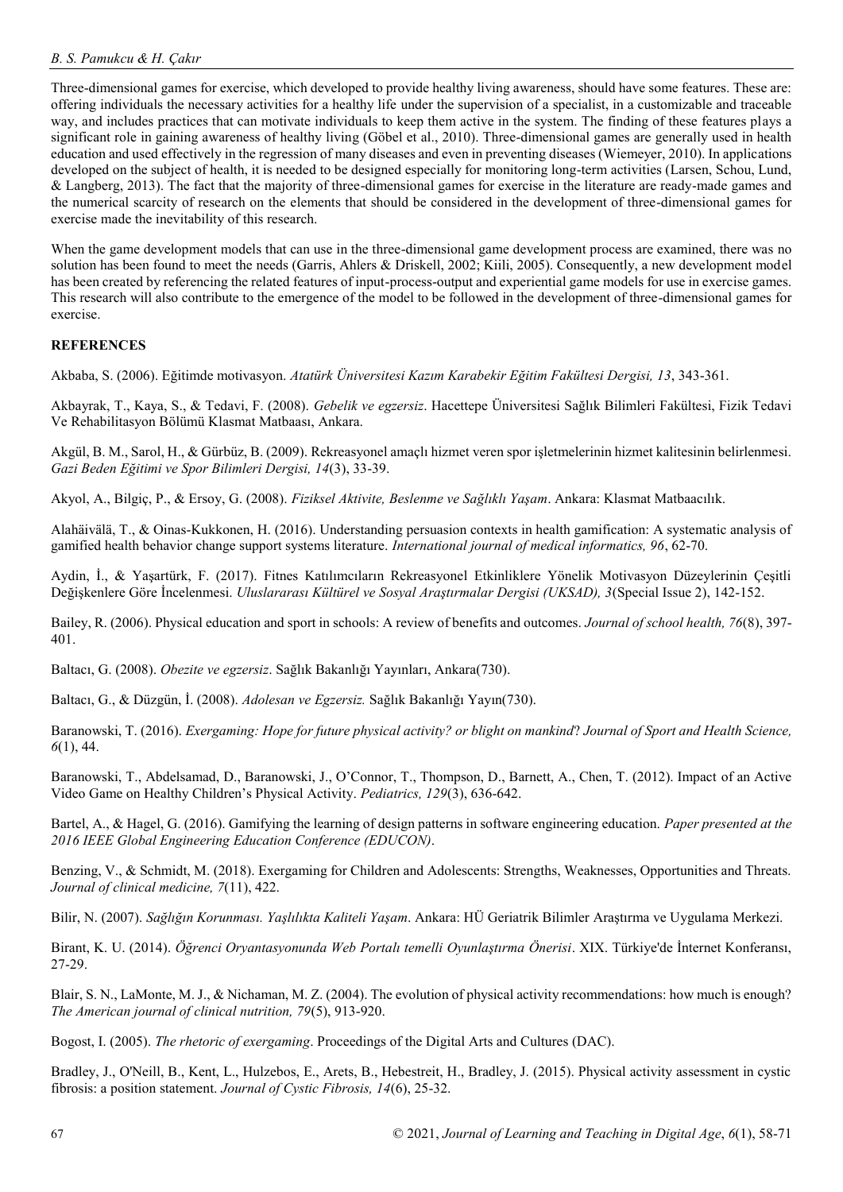Three-dimensional games for exercise, which developed to provide healthy living awareness, should have some features. These are: offering individuals the necessary activities for a healthy life under the supervision of a specialist, in a customizable and traceable way, and includes practices that can motivate individuals to keep them active in the system. The finding of these features plays a significant role in gaining awareness of healthy living (Göbel et al., 2010). Three-dimensional games are generally used in health education and used effectively in the regression of many diseases and even in preventing diseases (Wiemeyer, 2010). In applications developed on the subject of health, it is needed to be designed especially for monitoring long-term activities (Larsen, Schou, Lund, & Langberg, 2013). The fact that the majority of three-dimensional games for exercise in the literature are ready-made games and the numerical scarcity of research on the elements that should be considered in the development of three-dimensional games for exercise made the inevitability of this research.

When the game development models that can use in the three-dimensional game development process are examined, there was no solution has been found to meet the needs (Garris, Ahlers & Driskell, 2002; Kiili, 2005). Consequently, a new development model has been created by referencing the related features of input-process-output and experiential game models for use in exercise games. This research will also contribute to the emergence of the model to be followed in the development of three-dimensional games for exercise.

**REFERENCES**

Akbaba, S. (2006). Eğitimde motivasyon. *Atatürk Üniversitesi Kazım Karabekir Eğitim Fakültesi Dergisi, 13*, 343-361.

Akbayrak, T., Kaya, S., & Tedavi, F. (2008). *Gebelik ve egzersiz*. Hacettepe Üniversitesi Sağlık Bilimleri Fakültesi, Fizik Tedavi Ve Rehabilitasyon Bölümü Klasmat Matbaası, Ankara.

Akgül, B. M., Sarol, H., & Gürbüz, B. (2009). Rekreasyonel amaçlı hizmet veren spor işletmelerinin hizmet kalitesinin belirlenmesi. *Gazi Beden Eğitimi ve Spor Bilimleri Dergisi, 14*(3), 33-39.

Akyol, A., Bilgiç, P., & Ersoy, G. (2008). *Fiziksel Aktivite, Beslenme ve Sağlıklı Yaşam*. Ankara: Klasmat Matbaacılık.

Alahäivälä, T., & Oinas-Kukkonen, H. (2016). Understanding persuasion contexts in health gamification: A systematic analysis of gamified health behavior change support systems literature. *International journal of medical informatics, 96*, 62-70.

Aydin, İ., & Yaşartürk, F. (2017). Fitnes Katılımcıların Rekreasyonel Etkinliklere Yönelik Motivasyon Düzeylerinin Çeşitli Değişkenlere Göre İncelenmesi. *Uluslararası Kültürel ve Sosyal Araştırmalar Dergisi (UKSAD), 3*(Special Issue 2), 142-152.

Bailey, R. (2006). Physical education and sport in schools: A review of benefits and outcomes. *Journal of school health, 76*(8), 397-401.

Baltacı, G. (2008). *Obezite ve egzersiz*. Sağlık Bakanlığı Yayınları, Ankara(730).

Baltacı, G., & Düzgün, İ. (2008). *Adolesan ve Egzersiz.* Sağlık Bakanlığı Yayın(730).

Baranowski, T. (2016). *Exergaming: Hope for future physical activity? or blight on mankind*? *Journal of Sport and Health Science, 6*(1), 44.

Baranowski, T., Abdelsamad, D., Baranowski, J., O'Connor, T., Thompson, D., Barnett, A., Chen, T. (2012). Impact of an Active Video Game on Healthy Children's Physical Activity. *Pediatrics, 129*(3), 636-642.

Bartel, A., & Hagel, G. (2016). Gamifying the learning of design patterns in software engineering education. *Paper presented at the 2016 IEEE Global Engineering Education Conference (EDUCON)*.

Benzing, V., & Schmidt, M. (2018). Exergaming for Children and Adolescents: Strengths, Weaknesses, Opportunities and Threats. *Journal of clinical medicine, 7*(11), 422.

Bilir, N. (2007). *Sağlığın Korunması. Yaşlılıkta Kaliteli Yaşam*. Ankara: HÜ Geriatrik Bilimler Araştırma ve Uygulama Merkezi.

Birant, K. U. (2014). *Öğrenci Oryantasyonunda Web Portalı temelli Oyunlaştırma Önerisi*. XIX. Türkiye'de İnternet Konferansı, 27-29.

Blair, S. N., LaMonte, M. J., & Nichaman, M. Z. (2004). The evolution of physical activity recommendations: how much is enough? *The American journal of clinical nutrition, 79*(5), 913-920.

Bogost, I. (2005). *The rhetoric of exergaming*. Proceedings of the Digital Arts and Cultures (DAC).

Bradley, J., O'Neill, B., Kent, L., Hulzebos, E., Arets, B., Hebestreit, H., Bradley, J. (2015). Physical activity assessment in cystic fibrosis: a position statement. *Journal of Cystic Fibrosis, 14*(6), 25-32.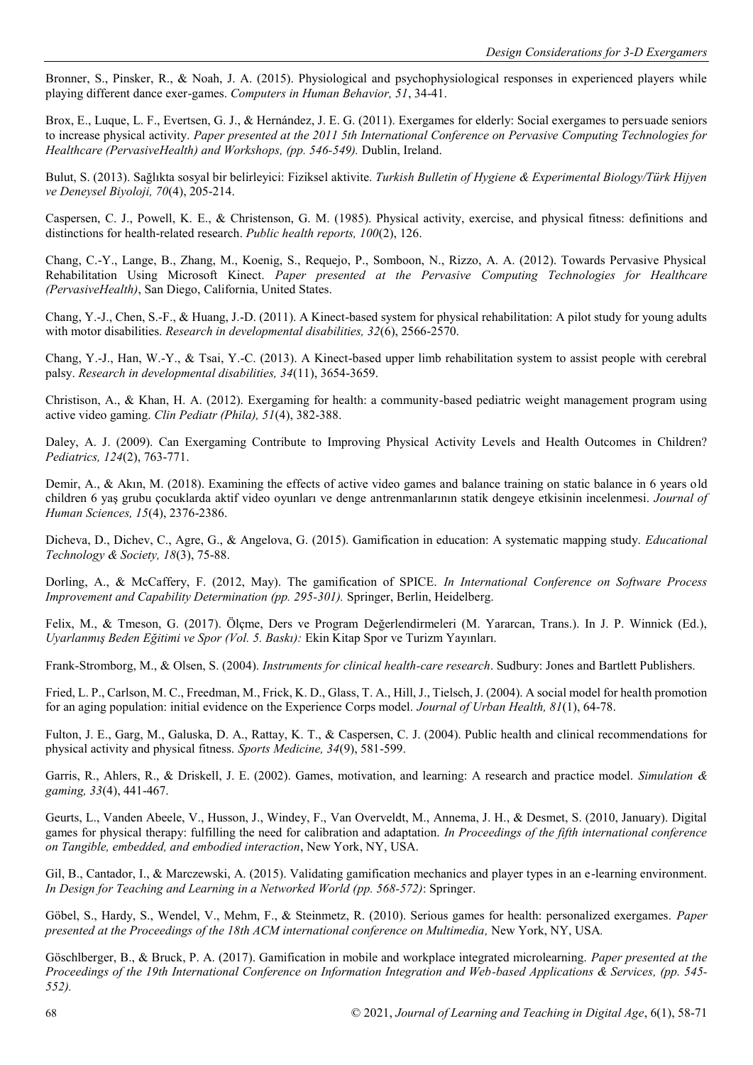Bronner, S., Pinsker, R., & Noah, J. A. (2015). Physiological and psychophysiological responses in experienced players while playing different dance exer-games. *Computers in Human Behavior, 51*, 34-41.

Brox, E., Luque, L. F., Evertsen, G. J., & Hernández, J. E. G. (2011). Exergames for elderly: Social exergames to persuade seniors to increase physical activity. *Paper presented at the 2011 5th International Conference on Pervasive Computing Technologies for Healthcare (PervasiveHealth) and Workshops, (pp. 546-549).* Dublin, Ireland.

Bulut, S. (2013). Sağlıkta sosyal bir belirleyici: Fiziksel aktivite. *Turkish Bulletin of Hygiene & Experimental Biology/Türk Hijyen ve Deneysel Biyoloji, 70*(4), 205-214.

Caspersen, C. J., Powell, K. E., & Christenson, G. M. (1985). Physical activity, exercise, and physical fitness: definitions and distinctions for health-related research. *Public health reports, 100*(2), 126.

Chang, C.-Y., Lange, B., Zhang, M., Koenig, S., Requejo, P., Somboon, N., Rizzo, A. A. (2012). Towards Pervasive Physical Rehabilitation Using Microsoft Kinect. *Paper presented at the Pervasive Computing Technologies for Healthcare (PervasiveHealth)*, San Diego, California, United States.

Chang, Y.-J., Chen, S.-F., & Huang, J.-D. (2011). A Kinect-based system for physical rehabilitation: A pilot study for young adults with motor disabilities. *Research in developmental disabilities, 32*(6), 2566-2570.

Chang, Y.-J., Han, W.-Y., & Tsai, Y.-C. (2013). A Kinect-based upper limb rehabilitation system to assist people with cerebral palsy. *Research in developmental disabilities, 34*(11), 3654-3659.

Christison, A., & Khan, H. A. (2012). Exergaming for health: a community-based pediatric weight management program using active video gaming. *Clin Pediatr (Phila), 51*(4), 382-388.

Daley, A. J. (2009). Can Exergaming Contribute to Improving Physical Activity Levels and Health Outcomes in Children? *Pediatrics, 124*(2), 763-771.

Demir, A., & Akın, M. (2018). Examining the effects of active video games and balance training on static balance in 6 years old children 6 yaş grubu çocuklarda aktif video oyunları ve denge antrenmanlarının statik dengeye etkisinin incelenmesi. *Journal of Human Sciences, 15*(4), 2376-2386.

Dicheva, D., Dichev, C., Agre, G., & Angelova, G. (2015). Gamification in education: A systematic mapping study. *Educational Technology & Society, 18*(3), 75-88.

Dorling, A., & McCaffery, F. (2012, May). The gamification of SPICE. *In International Conference on Software Process Improvement and Capability Determination (pp. 295-301).* Springer, Berlin, Heidelberg.

Felix, M., & Tmeson, G. (2017). Ölçme, Ders ve Program Değerlendirmeleri (M. Yararcan, Trans.). In J. P. Winnick (Ed.), *Uyarlanmış Beden Eğitimi ve Spor (Vol. 5. Baskı):* Ekin Kitap Spor ve Turizm Yayınları.

Frank-Stromborg, M., & Olsen, S. (2004). *Instruments for clinical health-care research*. Sudbury: Jones and Bartlett Publishers.

Fried, L. P., Carlson, M. C., Freedman, M., Frick, K. D., Glass, T. A., Hill, J., Tielsch, J. (2004). A social model for health promotion for an aging population: initial evidence on the Experience Corps model. *Journal of Urban Health, 81*(1), 64-78.

Fulton, J. E., Garg, M., Galuska, D. A., Rattay, K. T., & Caspersen, C. J. (2004). Public health and clinical recommendations for physical activity and physical fitness. *Sports Medicine, 34*(9), 581-599.

Garris, R., Ahlers, R., & Driskell, J. E. (2002). Games, motivation, and learning: A research and practice model. *Simulation & gaming, 33*(4), 441-467.

Geurts, L., Vanden Abeele, V., Husson, J., Windey, F., Van Overveldt, M., Annema, J. H., & Desmet, S. (2010, January). Digital games for physical therapy: fulfilling the need for calibration and adaptation. *In Proceedings of the fifth international conference on Tangible, embedded, and embodied interaction*, New York, NY, USA.

Gil, B., Cantador, I., & Marczewski, A. (2015). Validating gamification mechanics and player types in an e-learning environment. *In Design for Teaching and Learning in a Networked World (pp. 568-572)*: Springer.

Göbel, S., Hardy, S., Wendel, V., Mehm, F., & Steinmetz, R. (2010). Serious games for health: personalized exergames. *Paper presented at the Proceedings of the 18th ACM international conference on Multimedia,* New York, NY, USA*.*

Göschlberger, B., & Bruck, P. A. (2017). Gamification in mobile and workplace integrated microlearning. *Paper presented at the Proceedings of the 19th International Conference on Information Integration and Web-based Applications & Services, (pp. 545-552).*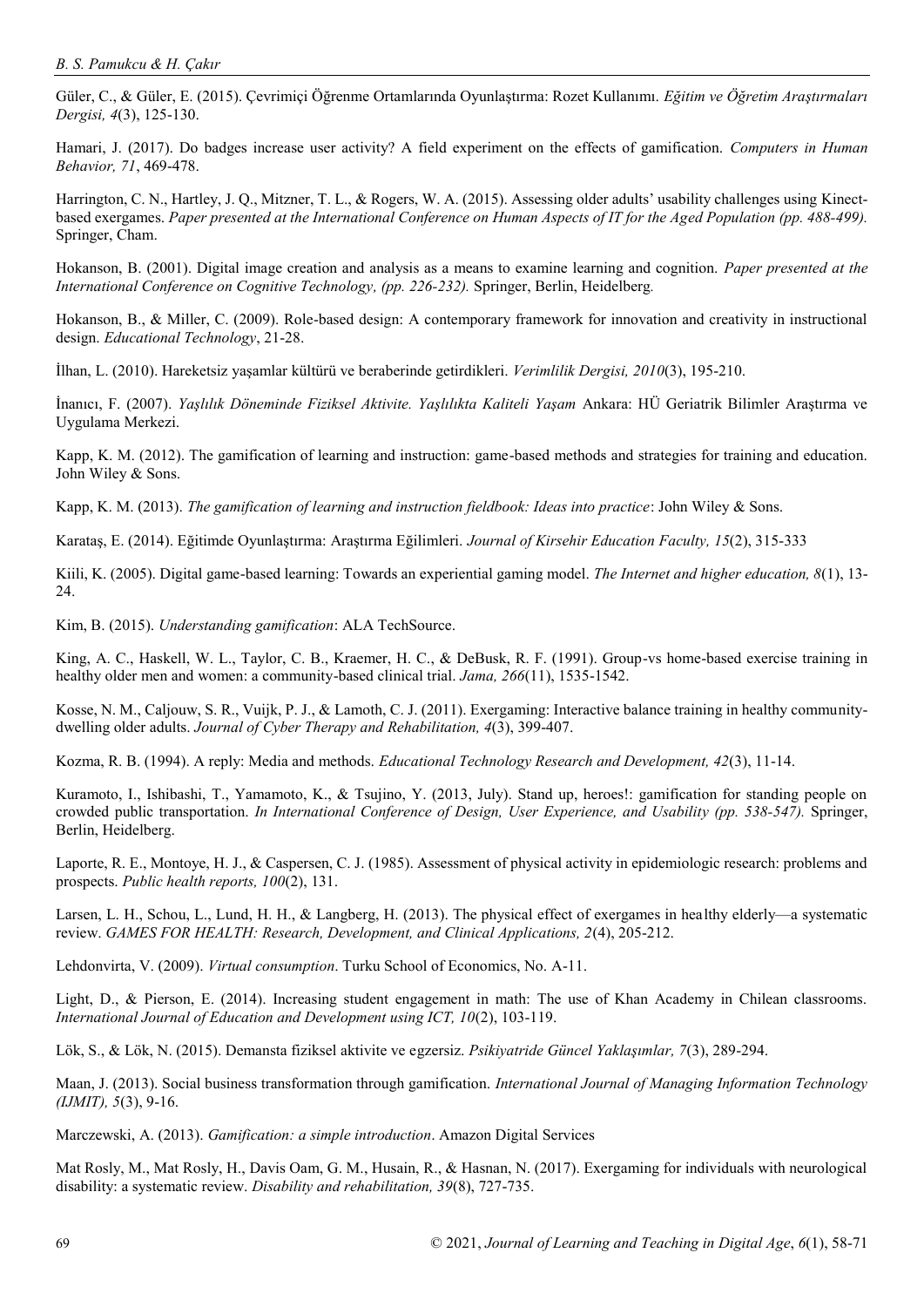Güler, C., & Güler, E. (2015). Çevrimiçi Öğrenme Ortamlarında Oyunlaştırma: Rozet Kullanımı. *Eğitim ve Öğretim Araştırmaları Dergisi, 4*(3), 125-130.

Hamari, J. (2017). Do badges increase user activity? A field experiment on the effects of gamification. *Computers in Human Behavior, 71*, 469-478.

Harrington, C. N., Hartley, J. Q., Mitzner, T. L., & Rogers, W. A. (2015). Assessing older adults' usability challenges using Kinect-based exergames. *Paper presented at the International Conference on Human Aspects of IT for the Aged Population (pp. 488-499).* Springer, Cham.

Hokanson, B. (2001). Digital image creation and analysis as a means to examine learning and cognition. *Paper presented at the International Conference on Cognitive Technology, (pp. 226-232).* Springer, Berlin, Heidelberg.

Hokanson, B., & Miller, C. (2009). Role-based design: A contemporary framework for innovation and creativity in instructional design. *Educational Technology*, 21-28.

İlhan, L. (2010). Hareketsiz yaşamlar kültürü ve beraberinde getirdikleri. *Verimlilik Dergisi, 2010*(3), 195-210.

İnanıcı, F. (2007). *Yaşlılık Döneminde Fiziksel Aktivite. Yaşlılıkta Kaliteli Yaşam* Ankara: HÜ Geriatrik Bilimler Araştırma ve Uygulama Merkezi.

Kapp, K. M. (2012). The gamification of learning and instruction: game-based methods and strategies for training and education. John Wiley & Sons.

Kapp, K. M. (2013). *The gamification of learning and instruction fieldbook: Ideas into practice*: John Wiley & Sons.

Karataş, E. (2014). Eğitimde Oyunlaştırma: Araştırma Eğilimleri. *Journal of Kirsehir Education Faculty, 15*(2), 315-333

Kiili, K. (2005). Digital game-based learning: Towards an experiential gaming model. *The Internet and higher education, 8*(1), 13-24.

Kim, B. (2015). *Understanding gamification*: ALA TechSource.

King, A. C., Haskell, W. L., Taylor, C. B., Kraemer, H. C., & DeBusk, R. F. (1991). Group-vs home-based exercise training in healthy older men and women: a community-based clinical trial. *Jama, 266*(11), 1535-1542.

Kosse, N. M., Caljouw, S. R., Vuijk, P. J., & Lamoth, C. J. (2011). Exergaming: Interactive balance training in healthy community-dwelling older adults. *Journal of Cyber Therapy and Rehabilitation, 4*(3), 399-407.

Kozma, R. B. (1994). A reply: Media and methods. *Educational Technology Research and Development, 42*(3), 11-14.

Kuramoto, I., Ishibashi, T., Yamamoto, K., & Tsujino, Y. (2013, July). Stand up, heroes!: gamification for standing people on crowded public transportation. *In International Conference of Design, User Experience, and Usability (pp. 538-547).* Springer, Berlin, Heidelberg.

Laporte, R. E., Montoye, H. J., & Caspersen, C. J. (1985). Assessment of physical activity in epidemiologic research: problems and prospects. *Public health reports, 100*(2), 131.

Larsen, L. H., Schou, L., Lund, H. H., & Langberg, H. (2013). The physical effect of exergames in healthy elderly—a systematic review. *GAMES FOR HEALTH: Research, Development, and Clinical Applications, 2*(4), 205-212.

Lehdonvirta, V. (2009). *Virtual consumption*. Turku School of Economics, No. A-11.

Light, D., & Pierson, E. (2014). Increasing student engagement in math: The use of Khan Academy in Chilean classrooms. *International Journal of Education and Development using ICT, 10*(2), 103-119.

Lök, S., & Lök, N. (2015). Demansta fiziksel aktivite ve egzersiz. *Psikiyatride Güncel Yaklaşımlar, 7*(3), 289-294.

Maan, J. (2013). Social business transformation through gamification. *International Journal of Managing Information Technology (IJMIT), 5*(3), 9-16.

Marczewski, A. (2013). *Gamification: a simple introduction*. Amazon Digital Services

Mat Rosly, M., Mat Rosly, H., Davis Oam, G. M., Husain, R., & Hasnan, N. (2017). Exergaming for individuals with neurological disability: a systematic review. *Disability and rehabilitation, 39*(8), 727-735.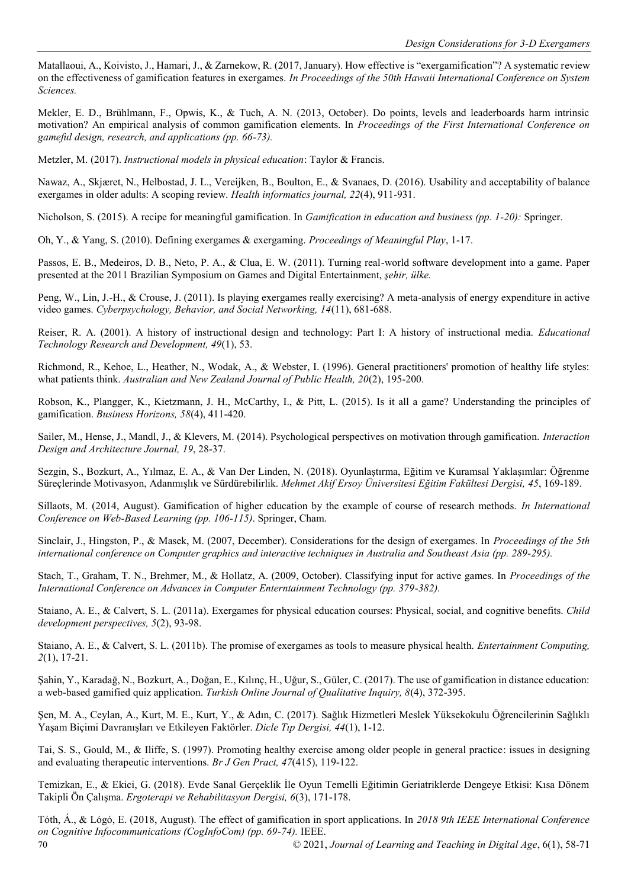Matallaoui, A., Koivisto, J., Hamari, J., & Zarnekow, R. (2017, January). How effective is "exergamification"? A systematic review on the effectiveness of gamification features in exergames. *In Proceedings of the 50th Hawaii International Conference on System Sciences.*

Mekler, E. D., Brühlmann, F., Opwis, K., & Tuch, A. N. (2013, October). Do points, levels and leaderboards harm intrinsic motivation? An empirical analysis of common gamification elements. In *Proceedings of the First International Conference on gameful design, research, and applications (pp. 66-73).*

Metzler, M. (2017). *Instructional models in physical education*: Taylor & Francis.

Nawaz, A., Skjæret, N., Helbostad, J. L., Vereijken, B., Boulton, E., & Svanaes, D. (2016). Usability and acceptability of balance exergames in older adults: A scoping review. *Health informatics journal, 22*(4), 911-931.

Nicholson, S. (2015). A recipe for meaningful gamification. In *Gamification in education and business (pp. 1-20):* Springer.

Oh, Y., & Yang, S. (2010). Defining exergames & exergaming. *Proceedings of Meaningful Play*, 1-17.

Passos, E. B., Medeiros, D. B., Neto, P. A., & Clua, E. W. (2011). Turning real-world software development into a game. Paper presented at the 2011 Brazilian Symposium on Games and Digital Entertainment, *şehir, ülke.*

Peng, W., Lin, J.-H., & Crouse, J. (2011). Is playing exergames really exercising? A meta-analysis of energy expenditure in active video games. *Cyberpsychology, Behavior, and Social Networking, 14*(11), 681-688.

Reiser, R. A. (2001). A history of instructional design and technology: Part I: A history of instructional media. *Educational Technology Research and Development, 49*(1), 53.

Richmond, R., Kehoe, L., Heather, N., Wodak, A., & Webster, I. (1996). General practitioners' promotion of healthy life styles: what patients think. *Australian and New Zealand Journal of Public Health, 20*(2), 195-200.

Robson, K., Plangger, K., Kietzmann, J. H., McCarthy, I., & Pitt, L. (2015). Is it all a game? Understanding the principles of gamification. *Business Horizons, 58*(4), 411-420.

Sailer, M., Hense, J., Mandl, J., & Klevers, M. (2014). Psychological perspectives on motivation through gamification. *Interaction Design and Architecture Journal, 19*, 28-37.

Sezgin, S., Bozkurt, A., Yılmaz, E. A., & Van Der Linden, N. (2018). Oyunlaştırma, Eğitim ve Kuramsal Yaklaşımlar: Öğrenme Süreçlerinde Motivasyon, Adanmışlık ve Sürdürebilirlik. *Mehmet Akif Ersoy Üniversitesi Eğitim Fakültesi Dergisi, 45*, 169-189.

Sillaots, M. (2014, August). Gamification of higher education by the example of course of research methods. *In International Conference on Web-Based Learning (pp. 106-115)*. Springer, Cham.

Sinclair, J., Hingston, P., & Masek, M. (2007, December). Considerations for the design of exergames. In *Proceedings of the 5th international conference on Computer graphics and interactive techniques in Australia and Southeast Asia (pp. 289-295).*

Stach, T., Graham, T. N., Brehmer, M., & Hollatz, A. (2009, October). Classifying input for active games. In *Proceedings of the International Conference on Advances in Computer Enterntainment Technology (pp. 379-382).*

Staiano, A. E., & Calvert, S. L. (2011a). Exergames for physical education courses: Physical, social, and cognitive benefits. *Child development perspectives, 5*(2), 93-98.

Staiano, A. E., & Calvert, S. L. (2011b). The promise of exergames as tools to measure physical health. *Entertainment Computing, 2*(1), 17-21.

Şahin, Y., Karadağ, N., Bozkurt, A., Doğan, E., Kılınç, H., Uğur, S., Güler, C. (2017). The use of gamification in distance education: a web-based gamified quiz application. *Turkish Online Journal of Qualitative Inquiry, 8*(4), 372-395.

Şen, M. A., Ceylan, A., Kurt, M. E., Kurt, Y., & Adın, C. (2017). Sağlık Hizmetleri Meslek Yüksekokulu Öğrencilerinin Sağlıklı Yaşam Biçimi Davranışları ve Etkileyen Faktörler. *Dicle Tıp Dergisi, 44*(1), 1-12.

Tai, S. S., Gould, M., & Iliffe, S. (1997). Promoting healthy exercise among older people in general practice: issues in designing and evaluating therapeutic interventions. *Br J Gen Pract, 47*(415), 119-122.

Temizkan, E., & Ekici, G. (2018). Evde Sanal Gerçeklik İle Oyun Temelli Eğitimin Geriatriklerde Dengeye Etkisi: Kısa Dönem Takipli Ön Çalışma. *Ergoterapi ve Rehabilitasyon Dergisi, 6*(3), 171-178.

Tóth, Á., & Lógó, E. (2018, August). The effect of gamification in sport applications. In *2018 9th IEEE International Conference on Cognitive Infocommunications (CogInfoCom) (pp. 69-74).* IEEE.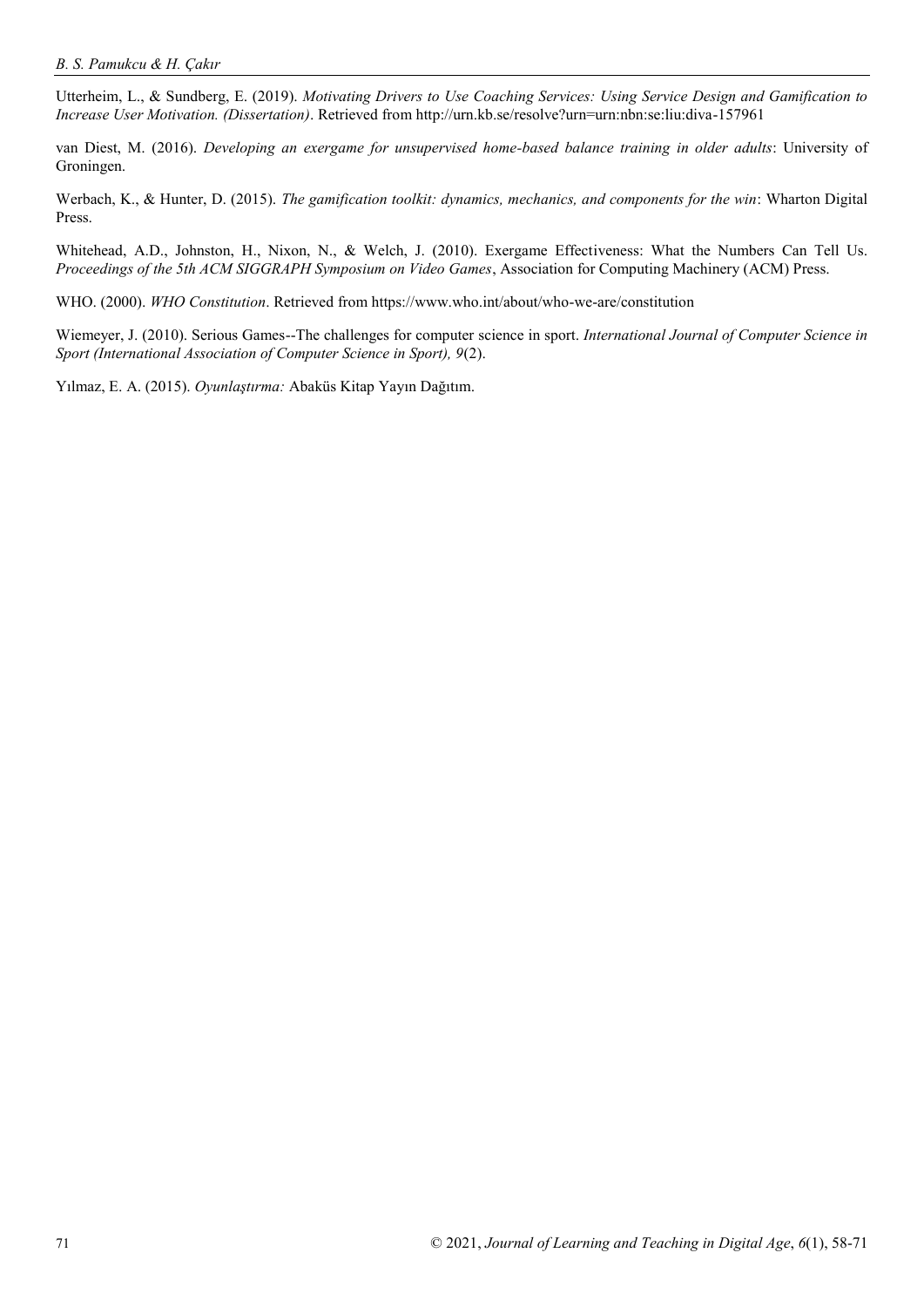Utterheim, L., & Sundberg, E. (2019). *Motivating Drivers to Use Coaching Services: Using Service Design and Gamification to Increase User Motivation. (Dissertation)*. Retrieved from http://urn.kb.se/resolve?urn=urn:nbn:se:liu:diva-157961

van Diest, M. (2016). *Developing an exergame for unsupervised home-based balance training in older adults*: University of Groningen.

Werbach, K., & Hunter, D. (2015). *The gamification toolkit: dynamics, mechanics, and components for the win*: Wharton Digital Press.

Whitehead, A.D., Johnston, H., Nixon, N., & Welch, J. (2010). Exergame Effectiveness: What the Numbers Can Tell Us. *Proceedings of the 5th ACM SIGGRAPH Symposium on Video Games*, Association for Computing Machinery (ACM) Press.

WHO. (2000). *WHO Constitution*. Retrieved from https://www.who.int/about/who-we-are/constitution

Wiemeyer, J. (2010). Serious Games--The challenges for computer science in sport. *International Journal of Computer Science in Sport (International Association of Computer Science in Sport), 9*(2).

Yılmaz, E. A. (2015). *Oyunlaştırma:* Abaküs Kitap Yayın Dağıtım.